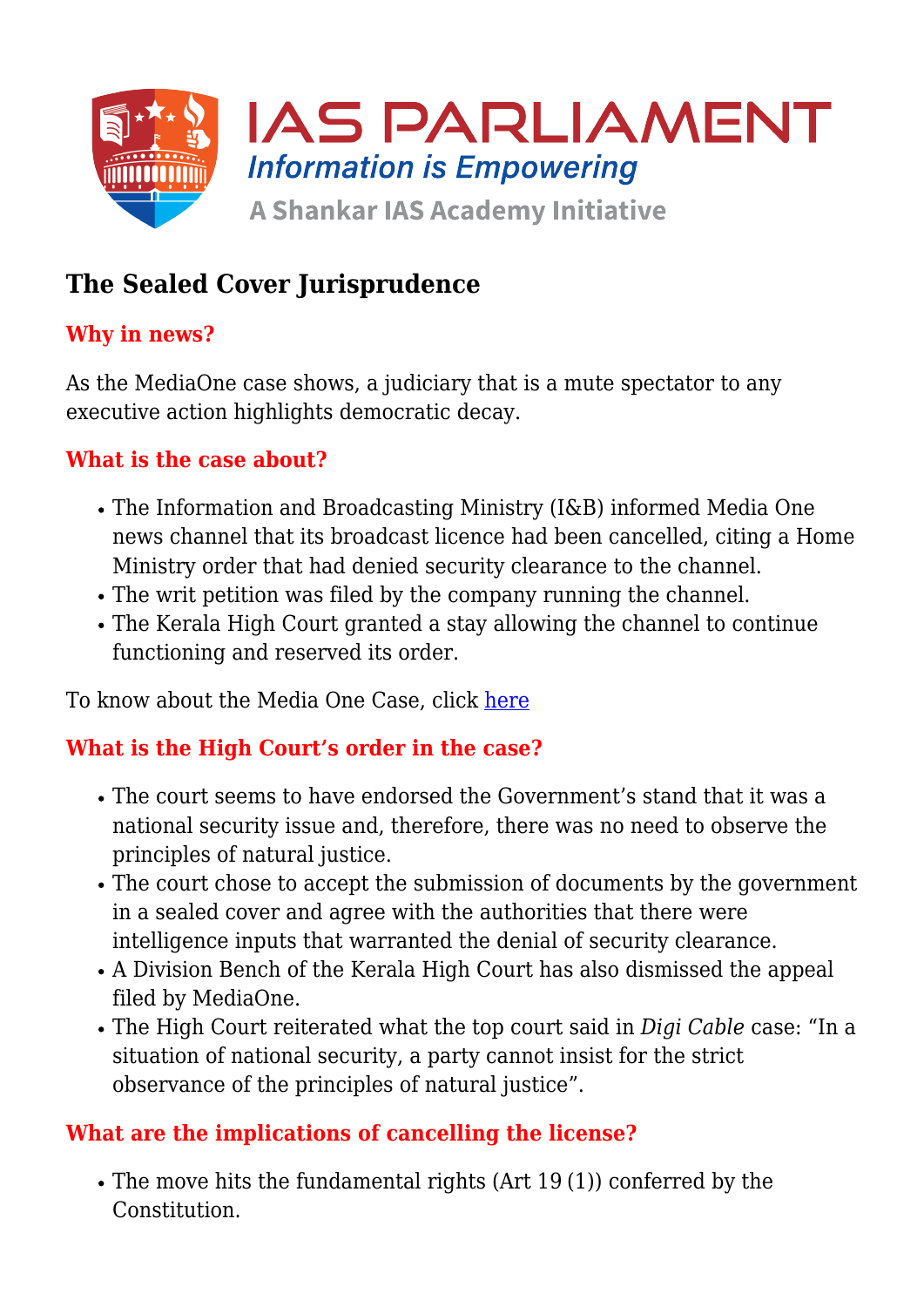# The Sealed Cover Jurisprudence

## Why in news?

As the MediaOne case shows, a judiciary that is a mute spectator to any executive action highlights democratic decay.

## What is the case about?

- The Information and Broadcasting Ministry (I&B) informed Media One news channel that its broadcast licence had been cancelled, citing a Home Ministry order that had denied security clearance to the channel.
- The writ petition was filed by the company running the channel.
- The Kerala High Court granted a stay allowing the channel to continue functioning and reserved its order.

To know about the Media One Case, click here

## What is the High Court's order in the case?

- The court seems to have endorsed the Government's stand that it was a national security issue and, therefore, there was no need to observe the principles of natural justice.
- The court chose to accept the submission of documents by the government in a sealed cover and agree with the authorities that there were intelligence inputs that warranted the denial of security clearance.
- A Division Bench of the Kerala High Court has also dismissed the appeal filed by MediaOne.
- The High Court reiterated what the top court said in *Digi Cable* case: "In a situation of national security, a party cannot insist for the strict observance of the principles of natural justice".

## What are the implications of cancelling the license?

- The move hits the fundamental rights (Art 19 (1)) conferred by the Constitution.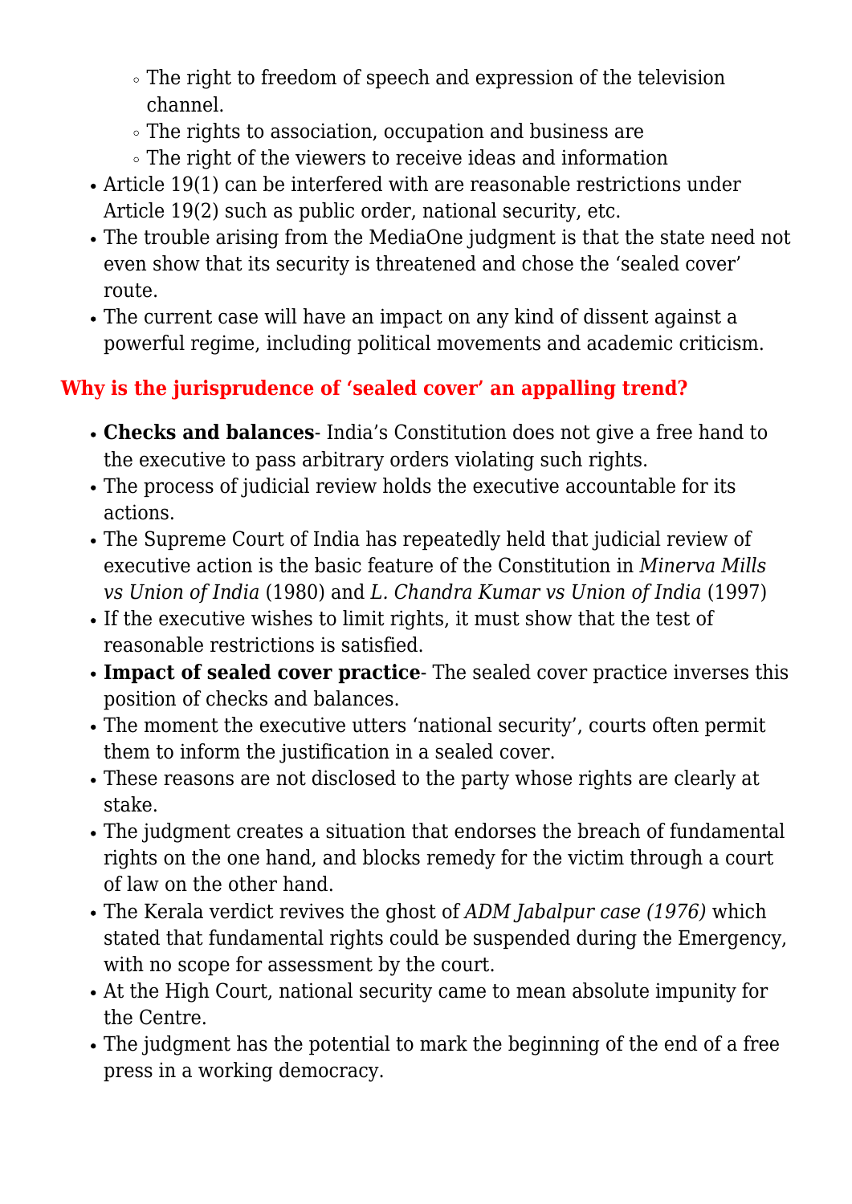- The right to freedom of speech and expression of the television channel.
    - The rights to association, occupation and business are
    - The right of the viewers to receive ideas and information
- Article 19(1) can be interfered with are reasonable restrictions under Article 19(2) such as public order, national security, etc.
- The trouble arising from the MediaOne judgment is that the state need not even show that its security is threatened and chose the 'sealed cover' route.
- The current case will have an impact on any kind of dissent against a powerful regime, including political movements and academic criticism.

### Why is the jurisprudence of 'sealed cover' an appalling trend?

- **Checks and balances**- India's Constitution does not give a free hand to the executive to pass arbitrary orders violating such rights.
- The process of judicial review holds the executive accountable for its actions.
- The Supreme Court of India has repeatedly held that judicial review of executive action is the basic feature of the Constitution in *Minerva Mills vs Union of India* (1980) and *L. Chandra Kumar vs Union of India* (1997)
- If the executive wishes to limit rights, it must show that the test of reasonable restrictions is satisfied.
- **Impact of sealed cover practice**- The sealed cover practice inverses this position of checks and balances.
- The moment the executive utters 'national security', courts often permit them to inform the justification in a sealed cover.
- These reasons are not disclosed to the party whose rights are clearly at stake.
- The judgment creates a situation that endorses the breach of fundamental rights on the one hand, and blocks remedy for the victim through a court of law on the other hand.
- The Kerala verdict revives the ghost of *ADM Jabalpur case (1976)* which stated that fundamental rights could be suspended during the Emergency, with no scope for assessment by the court.
- At the High Court, national security came to mean absolute impunity for the Centre.
- The judgment has the potential to mark the beginning of the end of a free press in a working democracy.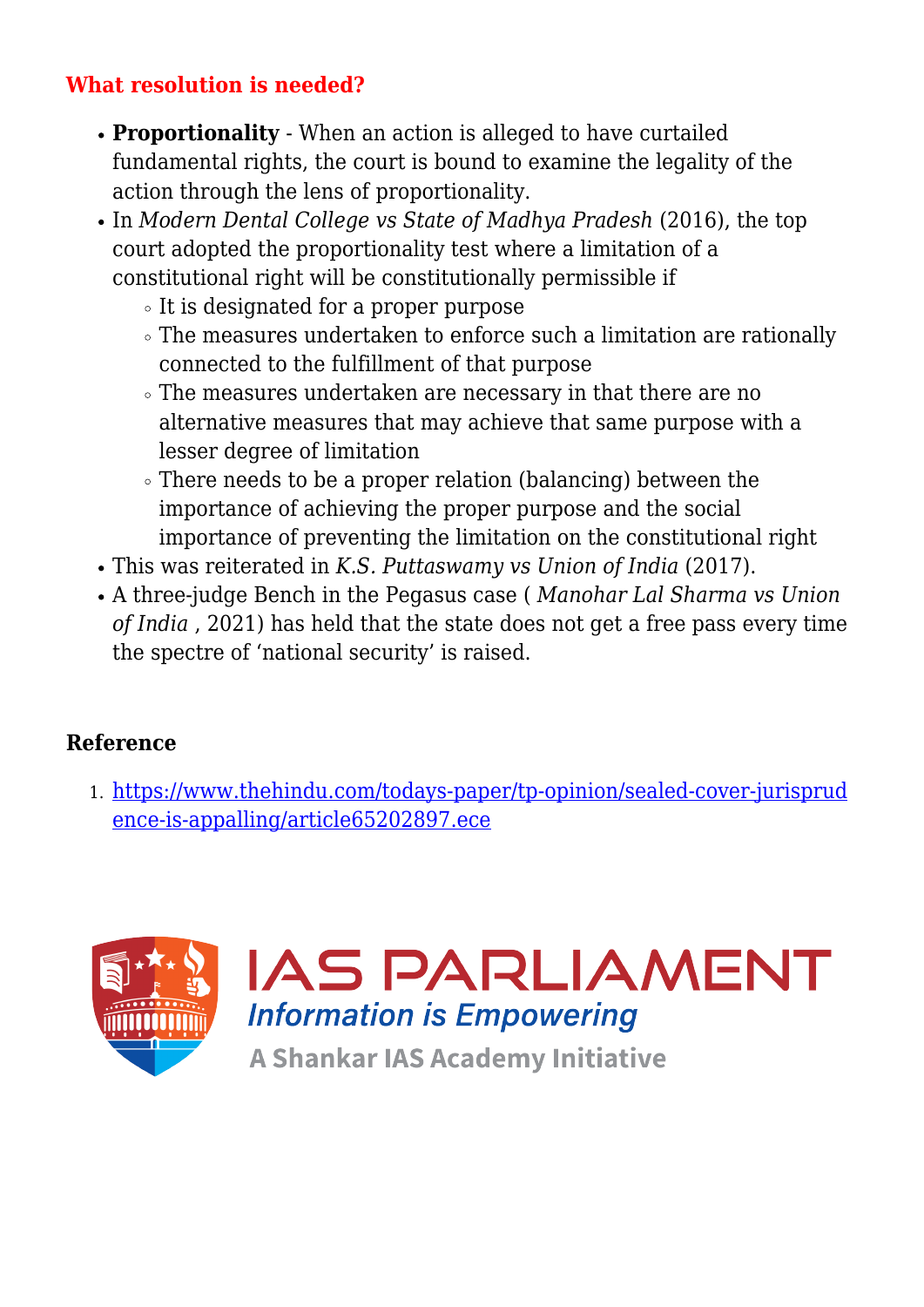### What resolution is needed?

- **Proportionality** - When an action is alleged to have curtailed fundamental rights, the court is bound to examine the legality of the action through the lens of proportionality.
- In *Modern Dental College vs State of Madhya Pradesh* (2016), the top court adopted the proportionality test where a limitation of a constitutional right will be constitutionally permissible if
  - It is designated for a proper purpose
  - The measures undertaken to enforce such a limitation are rationally connected to the fulfillment of that purpose
  - The measures undertaken are necessary in that there are no alternative measures that may achieve that same purpose with a lesser degree of limitation
  - There needs to be a proper relation (balancing) between the importance of achieving the proper purpose and the social importance of preventing the limitation on the constitutional right
- This was reiterated in *K.S. Puttaswamy vs Union of India* (2017).
- A three-judge Bench in the Pegasus case ( *Manohar Lal Sharma vs Union of India* , 2021) has held that the state does not get a free pass every time the spectre of 'national security' is raised.

**Reference**

1. https://www.thehindu.com/todays-paper/tp-opinion/sealed-cover-jurisprudence-is-appalling/article65202897.ece

IAS PARLIAMENT

*Information is Empowering*

A Shankar IAS Academy Initiative